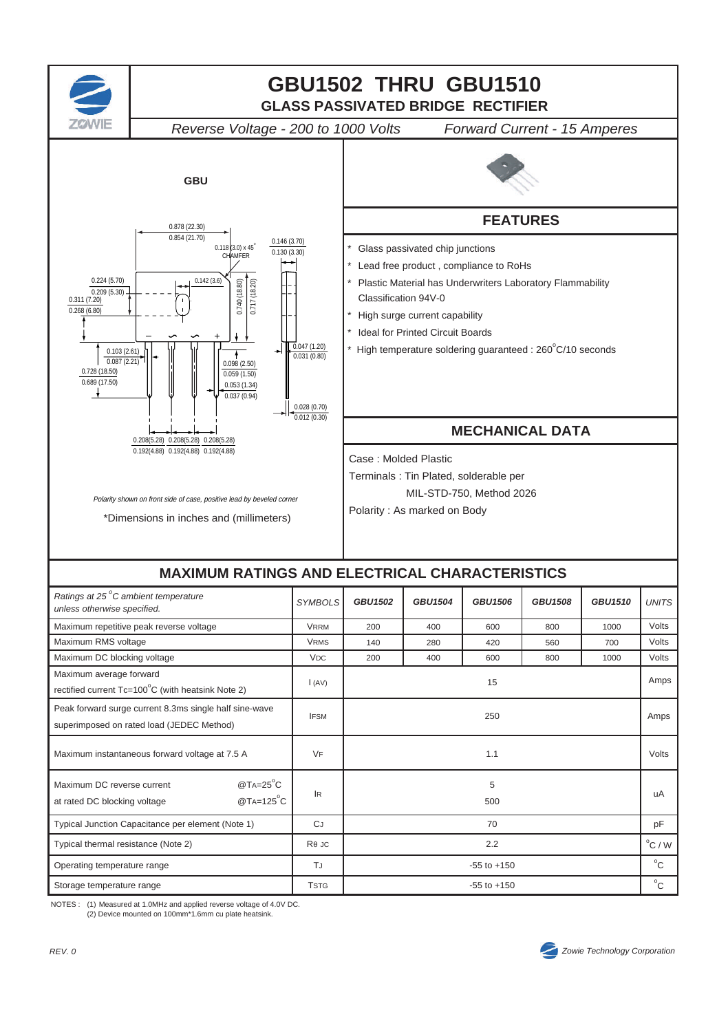# GBU1502 THRU GBU1510

## GLASS PASSIVATED BRIDGE RECTIFIER

*Reverse Voltage - 200 to 1000 Volts* *Forward Current - 15 Amperes*

**GBU**

0.878 (22.30)
0.854 (21.70)
0.118 (3.0) x 45° CHAMFER
0.146 (3.70)
0.130 (3.30)
0.224 (5.70)
0.209 (5.30)
0.142 (3.6)
0.740 (18.80)
0.717 (18.20)
0.311 (7.20)
0.268 (6.80)
0.047 (1.20)
0.031 (0.80)
0.103 (2.61)
0.087 (2.21)
0.098 (2.50)
0.059 (1.50)
0.728 (18.50)
0.689 (17.50)
0.053 (1.34)
0.037 (0.94)
0.028 (0.70)
0.012 (0.30)
0.208(5.28) 0.208(5.28) 0.208(5.28)
0.192(4.88) 0.192(4.88) 0.192(4.88)

*Polarity shown on front side of case, positive lead by beveled corner*

*Dimensions in inches and (millimeters)

## FEATURES

* Glass passivated chip junctions
* Lead free product , compliance to RoHs
* Plastic Material has Underwriters Laboratory Flammability Classification 94V-0
* High surge current capability
* Ideal for Printed Circuit Boards
* High temperature soldering guaranteed : 260°C/10 seconds

## MECHANICAL DATA

Case : Molded Plastic

Terminals : Tin Plated, solderable per MIL-STD-750, Method 2026

Polarity : As marked on Body

## MAXIMUM RATINGS AND ELECTRICAL CHARACTERISTICS

| *Ratings at 25°C ambient temperature unless otherwise specified.* | *SYMBOLS* | *GBU1502* | *GBU1504* | *GBU1506* | *GBU1508* | *GBU1510* | *UNITS* |
|---|---|---|---|---|---|---|---|
| Maximum repetitive peak reverse voltage | $V_{RRM}$ | 200 | 400 | 600 | 800 | 1000 | Volts |
| Maximum RMS voltage | $V_{RMS}$ | 140 | 280 | 420 | 560 | 700 | Volts |
| Maximum DC blocking voltage | $V_{DC}$ | 200 | 400 | 600 | 800 | 1000 | Volts |
| Maximum average forward rectified current Tc=100°C (with heatsink Note 2) | $I_{(AV)}$ | | | 15 | | | Amps |
| Peak forward surge current 8.3ms single half sine-wave superimposed on rated load (JEDEC Method) | $I_{FSM}$ | | | 250 | | | Amps |
| Maximum instantaneous forward voltage at 7.5 A | $V_F$ | | | 1.1 | | | Volts |
| Maximum DC reverse current at rated DC blocking voltage @$T_A$=25°C / @$T_A$=125°C | $I_R$ | | | 5 / 500 | | | uA |
| Typical Junction Capacitance per element (Note 1) | $C_J$ | | | 70 | | | pF |
| Typical thermal resistance (Note 2) | $R_{\theta JC}$ | | | 2.2 | | | °C / W |
| Operating temperature range | $T_J$ | | | -55 to +150 | | | °C |
| Storage temperature range | $T_{STG}$ | | | -55 to +150 | | | °C |

NOTES : (1) Measured at 1.0MHz and applied reverse voltage of 4.0V DC.
(2) Device mounted on 100mm*1.6mm cu plate heatsink.

*REV. 0*

*Zowie Technology Corporation*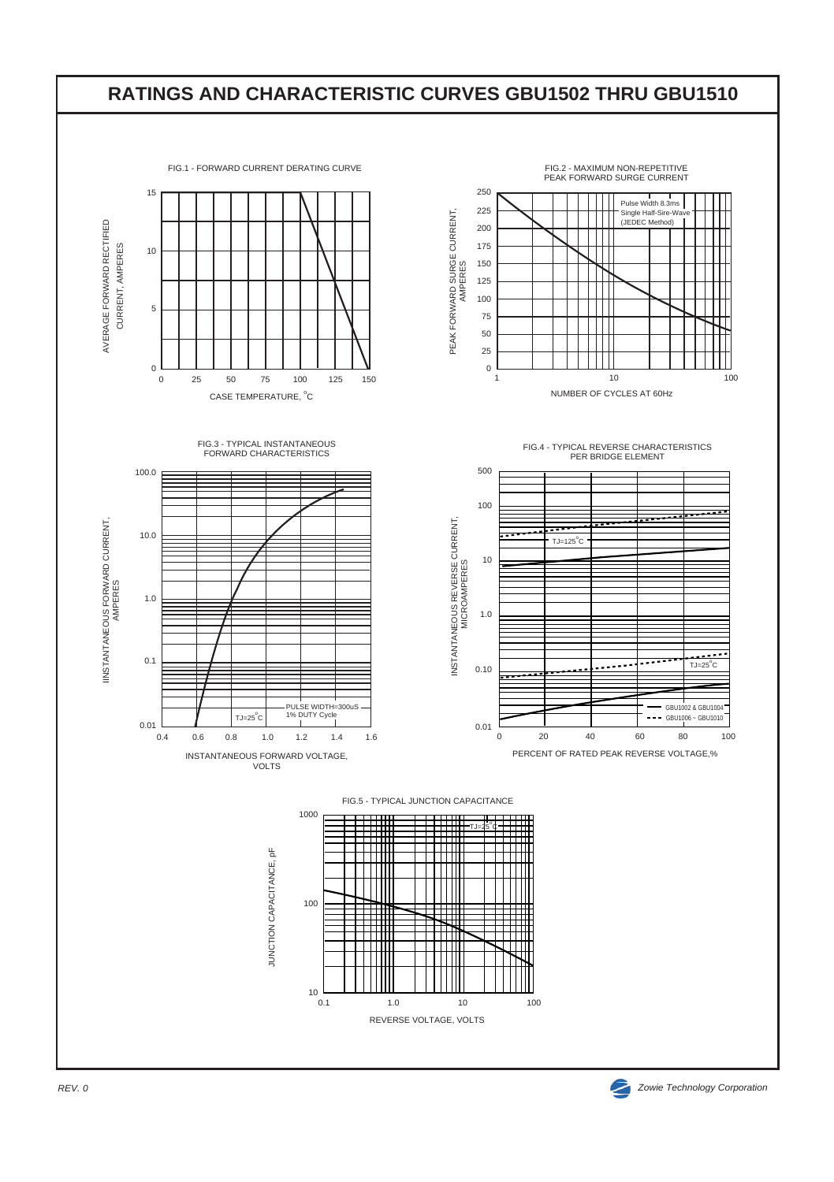# RATINGS AND CHARACTERISTIC CURVES GBU1502 THRU GBU1510

FIG.1 - FORWARD CURRENT DERATING CURVE

AVERAGE FORWARD RECTIFIED CURRENT, AMPERES

15
10
5
0

0 25 50 75 100 125 150

CASE TEMPERATURE, °C

FIG.2 - MAXIMUM NON-REPETITIVE PEAK FORWARD SURGE CURRENT

PEAK FORWARD SURGE CURRENT, AMPERES

250
225
200
175
150
125
100
75
50
25
0

Pulse Width 8.3ms
Single Half-Sire-Wave
(JEDEC Method)

1 10 100

NUMBER OF CYCLES AT 60Hz

FIG.3 - TYPICAL INSTANTANEOUS FORWARD CHARACTERISTICS

INSTANTANEOUS FORWARD CURRENT, AMPERES

100.0
10.0
1.0
0.1
0.01

TJ=25°C

PULSE WIDTH=300uS
1% DUTY Cycle

0.4 0.6 0.8 1.0 1.2 1.4 1.6

INSTANTANEOUS FORWARD VOLTAGE, VOLTS

FIG.4 - TYPICAL REVERSE CHARACTERISTICS PER BRIDGE ELEMENT

INSTANTANEOUS REVERSE CURRENT, MICROAMPERES

500
100
10
1.0
0.10
0.01

TJ=125°C

TJ=25°C

GBU1002 & GBU1004
GBU1006 ~ GBU1010

0 20 40 60 80 100

PERCENT OF RATED PEAK REVERSE VOLTAGE,%

FIG.5 - TYPICAL JUNCTION CAPACITANCE

JUNCTION CAPACITANCE, pF

1000
100
10

TJ=25°C

0.1 1.0 10 100

REVERSE VOLTAGE, VOLTS

*REV. 0*

*Zowie Technology Corporation*